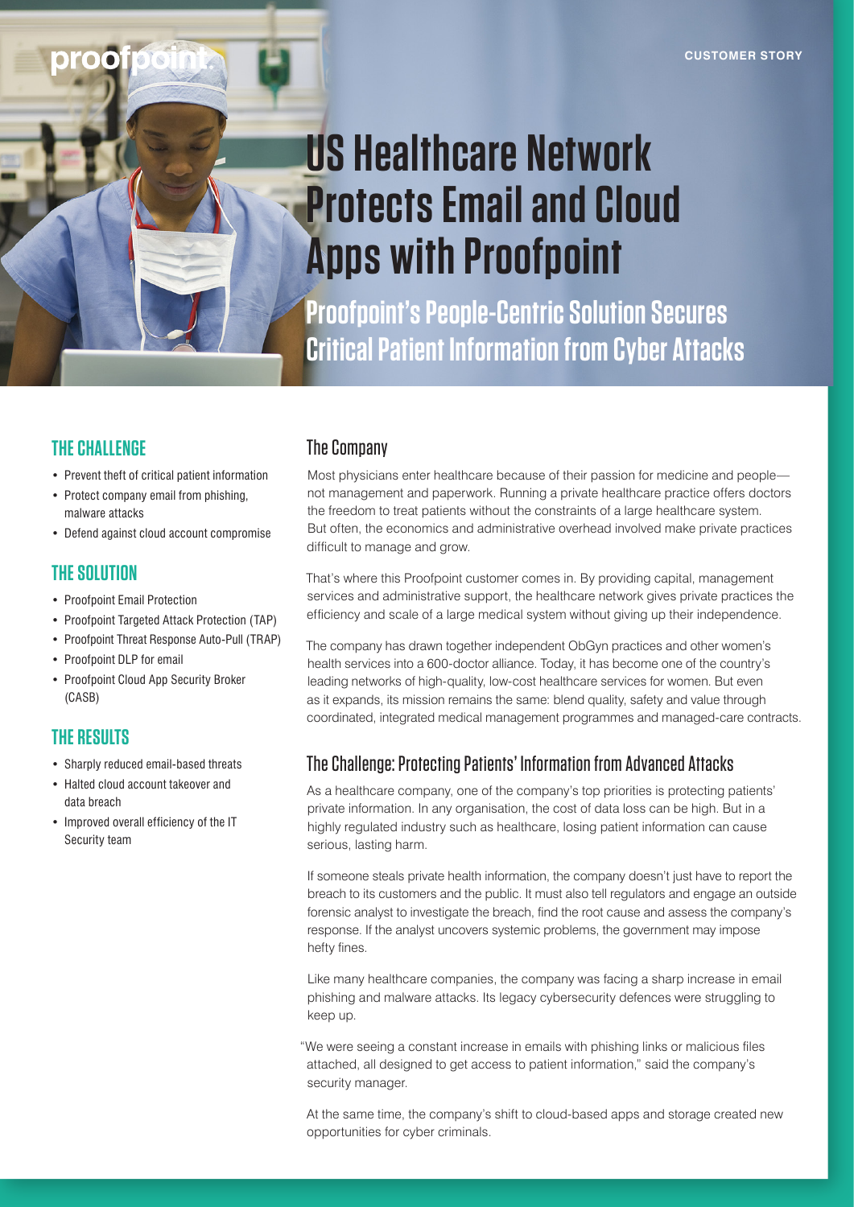CUSTOMER STORY

# US Healthcare Network Protects Email and Cloud Apps with Proofpoint

## Proofpoint's People-Centric Solution Secures Critical Patient Information from Cyber Attacks

### THE CHALLENGE

- Prevent theft of critical patient information
- Protect company email from phishing, malware attacks
- Defend against cloud account compromise

### THE SOLUTION

- Proofpoint Email Protection
- Proofpoint Targeted Attack Protection (TAP)
- Proofpoint Threat Response Auto-Pull (TRAP)
- Proofpoint DLP for email
- Proofpoint Cloud App Security Broker (CASB)

### THE RESULTS

- Sharply reduced email-based threats
- Halted cloud account takeover and data breach
- Improved overall efficiency of the IT Security team

## The Company

Most physicians enter healthcare because of their passion for medicine and people—not management and paperwork. Running a private healthcare practice offers doctors the freedom to treat patients without the constraints of a large healthcare system. But often, the economics and administrative overhead involved make private practices difficult to manage and grow.

That's where this Proofpoint customer comes in. By providing capital, management services and administrative support, the healthcare network gives private practices the efficiency and scale of a large medical system without giving up their independence.

The company has drawn together independent ObGyn practices and other women's health services into a 600-doctor alliance. Today, it has become one of the country's leading networks of high-quality, low-cost healthcare services for women. But even as it expands, its mission remains the same: blend quality, safety and value through coordinated, integrated medical management programmes and managed-care contracts.

## The Challenge: Protecting Patients' Information from Advanced Attacks

As a healthcare company, one of the company's top priorities is protecting patients' private information. In any organisation, the cost of data loss can be high. But in a highly regulated industry such as healthcare, losing patient information can cause serious, lasting harm.

If someone steals private health information, the company doesn't just have to report the breach to its customers and the public. It must also tell regulators and engage an outside forensic analyst to investigate the breach, find the root cause and assess the company's response. If the analyst uncovers systemic problems, the government may impose hefty fines.

Like many healthcare companies, the company was facing a sharp increase in email phishing and malware attacks. Its legacy cybersecurity defences were struggling to keep up.

"We were seeing a constant increase in emails with phishing links or malicious files attached, all designed to get access to patient information," said the company's security manager.

At the same time, the company's shift to cloud-based apps and storage created new opportunities for cyber criminals.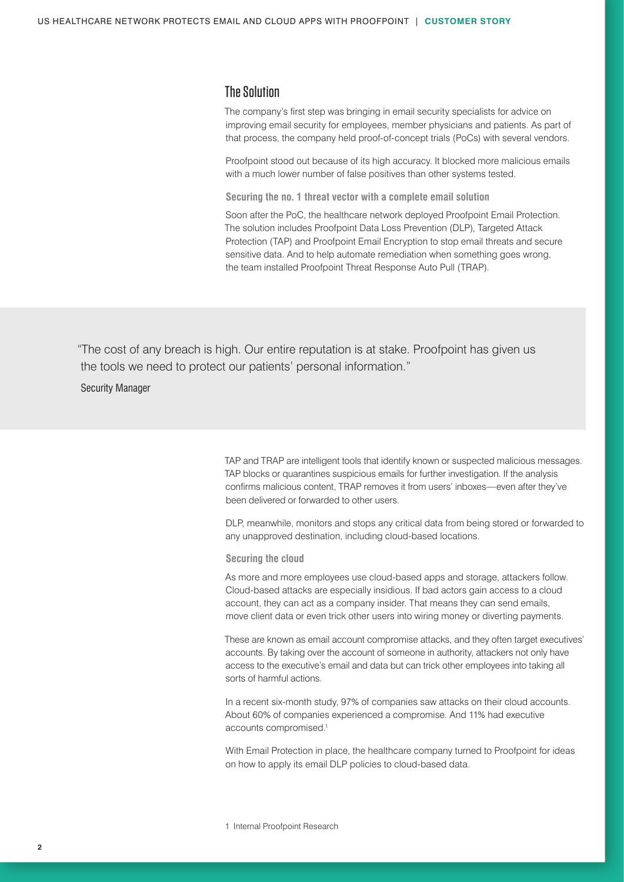## The Solution

The company's first step was bringing in email security specialists for advice on improving email security for employees, member physicians and patients. As part of that process, the company held proof-of-concept trials (PoCs) with several vendors.

Proofpoint stood out because of its high accuracy. It blocked more malicious emails with a much lower number of false positives than other systems tested.

### Securing the no. 1 threat vector with a complete email solution

Soon after the PoC, the healthcare network deployed Proofpoint Email Protection. The solution includes Proofpoint Data Loss Prevention (DLP), Targeted Attack Protection (TAP) and Proofpoint Email Encryption to stop email threats and secure sensitive data. And to help automate remediation when something goes wrong, the team installed Proofpoint Threat Response Auto Pull (TRAP).

> "The cost of any breach is high. Our entire reputation is at stake. Proofpoint has given us the tools we need to protect our patients' personal information."
>
> Security Manager

TAP and TRAP are intelligent tools that identify known or suspected malicious messages. TAP blocks or quarantines suspicious emails for further investigation. If the analysis confirms malicious content, TRAP removes it from users' inboxes—even after they've been delivered or forwarded to other users.

DLP, meanwhile, monitors and stops any critical data from being stored or forwarded to any unapproved destination, including cloud-based locations.

### Securing the cloud

As more and more employees use cloud-based apps and storage, attackers follow. Cloud-based attacks are especially insidious. If bad actors gain access to a cloud account, they can act as a company insider. That means they can send emails, move client data or even trick other users into wiring money or diverting payments.

These are known as email account compromise attacks, and they often target executives' accounts. By taking over the account of someone in authority, attackers not only have access to the executive's email and data but can trick other employees into taking all sorts of harmful actions.

In a recent six-month study, 97% of companies saw attacks on their cloud accounts. About 60% of companies experienced a compromise. And 11% had executive accounts compromised.[1]

With Email Protection in place, the healthcare company turned to Proofpoint for ideas on how to apply its email DLP policies to cloud-based data.

1 Internal Proofpoint Research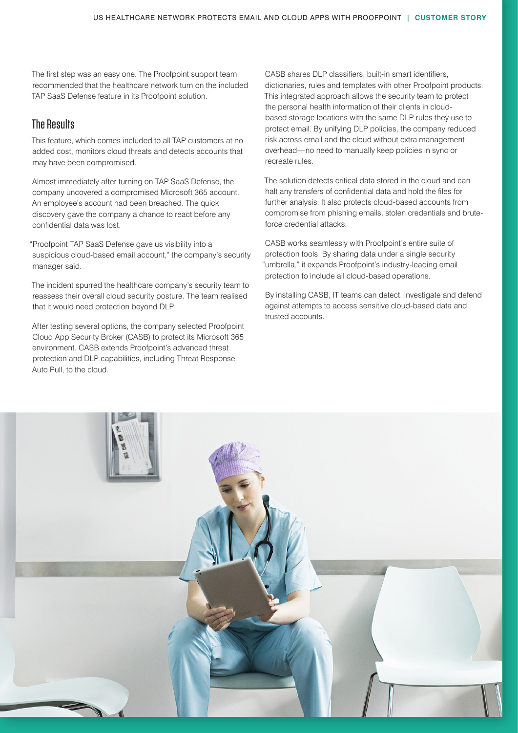The first step was an easy one. The Proofpoint support team recommended that the healthcare network turn on the included TAP SaaS Defense feature in its Proofpoint solution.

## The Results

This feature, which comes included to all TAP customers at no added cost, monitors cloud threats and detects accounts that may have been compromised.

Almost immediately after turning on TAP SaaS Defense, the company uncovered a compromised Microsoft 365 account. An employee's account had been breached. The quick discovery gave the company a chance to react before any confidential data was lost.

"Proofpoint TAP SaaS Defense gave us visibility into a suspicious cloud-based email account," the company's security manager said.

The incident spurred the healthcare company's security team to reassess their overall cloud security posture. The team realised that it would need protection beyond DLP.

After testing several options, the company selected Proofpoint Cloud App Security Broker (CASB) to protect its Microsoft 365 environment. CASB extends Proofpoint's advanced threat protection and DLP capabilities, including Threat Response Auto Pull, to the cloud.

CASB shares DLP classifiers, built-in smart identifiers, dictionaries, rules and templates with other Proofpoint products. This integrated approach allows the security team to protect the personal health information of their clients in cloud-based storage locations with the same DLP rules they use to protect email. By unifying DLP policies, the company reduced risk across email and the cloud without extra management overhead—no need to manually keep policies in sync or recreate rules.

The solution detects critical data stored in the cloud and can halt any transfers of confidential data and hold the files for further analysis. It also protects cloud-based accounts from compromise from phishing emails, stolen credentials and brute-force credential attacks.

CASB works seamlessly with Proofpoint's entire suite of protection tools. By sharing data under a single security "umbrella," it expands Proofpoint's industry-leading email protection to include all cloud-based operations.

By installing CASB, IT teams can detect, investigate and defend against attempts to access sensitive cloud-based data and trusted accounts.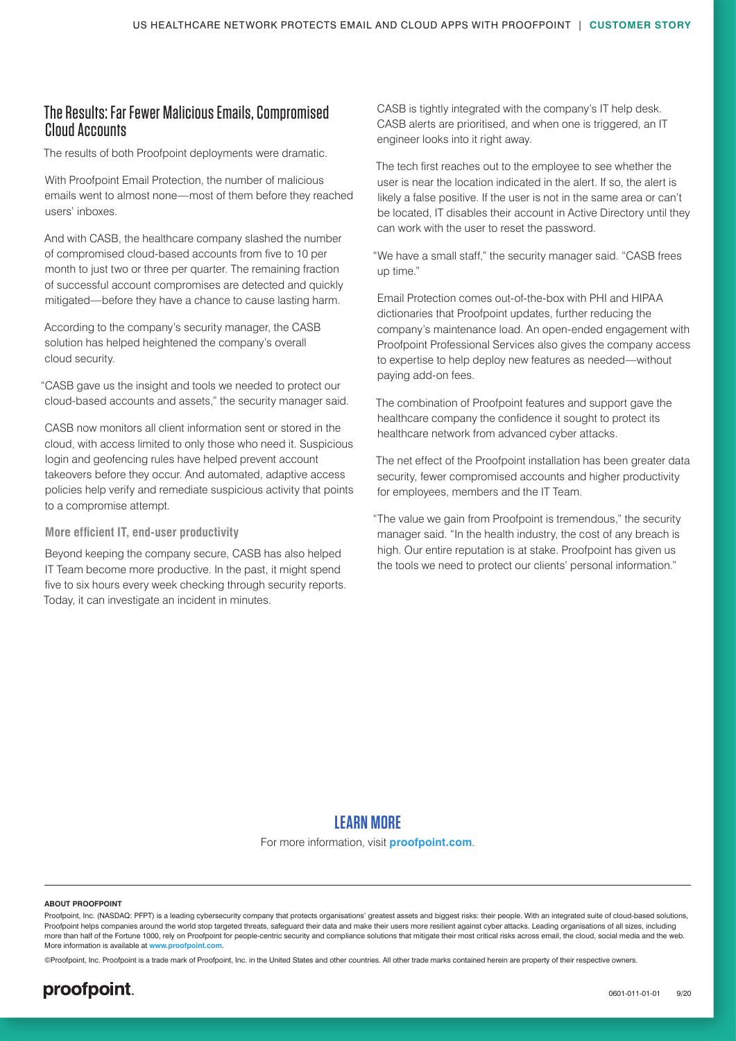## The Results: Far Fewer Malicious Emails, Compromised Cloud Accounts

The results of both Proofpoint deployments were dramatic.

With Proofpoint Email Protection, the number of malicious emails went to almost none—most of them before they reached users' inboxes.

And with CASB, the healthcare company slashed the number of compromised cloud-based accounts from five to 10 per month to just two or three per quarter. The remaining fraction of successful account compromises are detected and quickly mitigated—before they have a chance to cause lasting harm.

According to the company's security manager, the CASB solution has helped heightened the company's overall cloud security.

"CASB gave us the insight and tools we needed to protect our cloud-based accounts and assets," the security manager said.

CASB now monitors all client information sent or stored in the cloud, with access limited to only those who need it. Suspicious login and geofencing rules have helped prevent account takeovers before they occur. And automated, adaptive access policies help verify and remediate suspicious activity that points to a compromise attempt.

### More efficient IT, end-user productivity

Beyond keeping the company secure, CASB has also helped IT Team become more productive. In the past, it might spend five to six hours every week checking through security reports. Today, it can investigate an incident in minutes.

CASB is tightly integrated with the company's IT help desk. CASB alerts are prioritised, and when one is triggered, an IT engineer looks into it right away.

The tech first reaches out to the employee to see whether the user is near the location indicated in the alert. If so, the alert is likely a false positive. If the user is not in the same area or can't be located, IT disables their account in Active Directory until they can work with the user to reset the password.

"We have a small staff," the security manager said. "CASB frees up time."

Email Protection comes out-of-the-box with PHI and HIPAA dictionaries that Proofpoint updates, further reducing the company's maintenance load. An open-ended engagement with Proofpoint Professional Services also gives the company access to expertise to help deploy new features as needed—without paying add-on fees.

The combination of Proofpoint features and support gave the healthcare company the confidence it sought to protect its healthcare network from advanced cyber attacks.

The net effect of the Proofpoint installation has been greater data security, fewer compromised accounts and higher productivity for employees, members and the IT Team.

"The value we gain from Proofpoint is tremendous," the security manager said. "In the health industry, the cost of any breach is high. Our entire reputation is at stake. Proofpoint has given us the tools we need to protect our clients' personal information."

## LEARN MORE

For more information, visit **proofpoint.com**.

**ABOUT PROOFPOINT**

Proofpoint, Inc. (NASDAQ: PFPT) is a leading cybersecurity company that protects organisations' greatest assets and biggest risks: their people. With an integrated suite of cloud-based solutions, Proofpoint helps companies around the world stop targeted threats, safeguard their data and make their users more resilient against cyber attacks. Leading organisations of all sizes, including more than half of the Fortune 1000, rely on Proofpoint for people-centric security and compliance solutions that mitigate their most critical risks across email, the cloud, social media and the web. More information is available at **www.proofpoint.com**.

©Proofpoint, Inc. Proofpoint is a trade mark of Proofpoint, Inc. in the United States and other countries. All other trade marks contained herein are property of their respective owners.

proofpoint.

0601-011-01-01 9/20